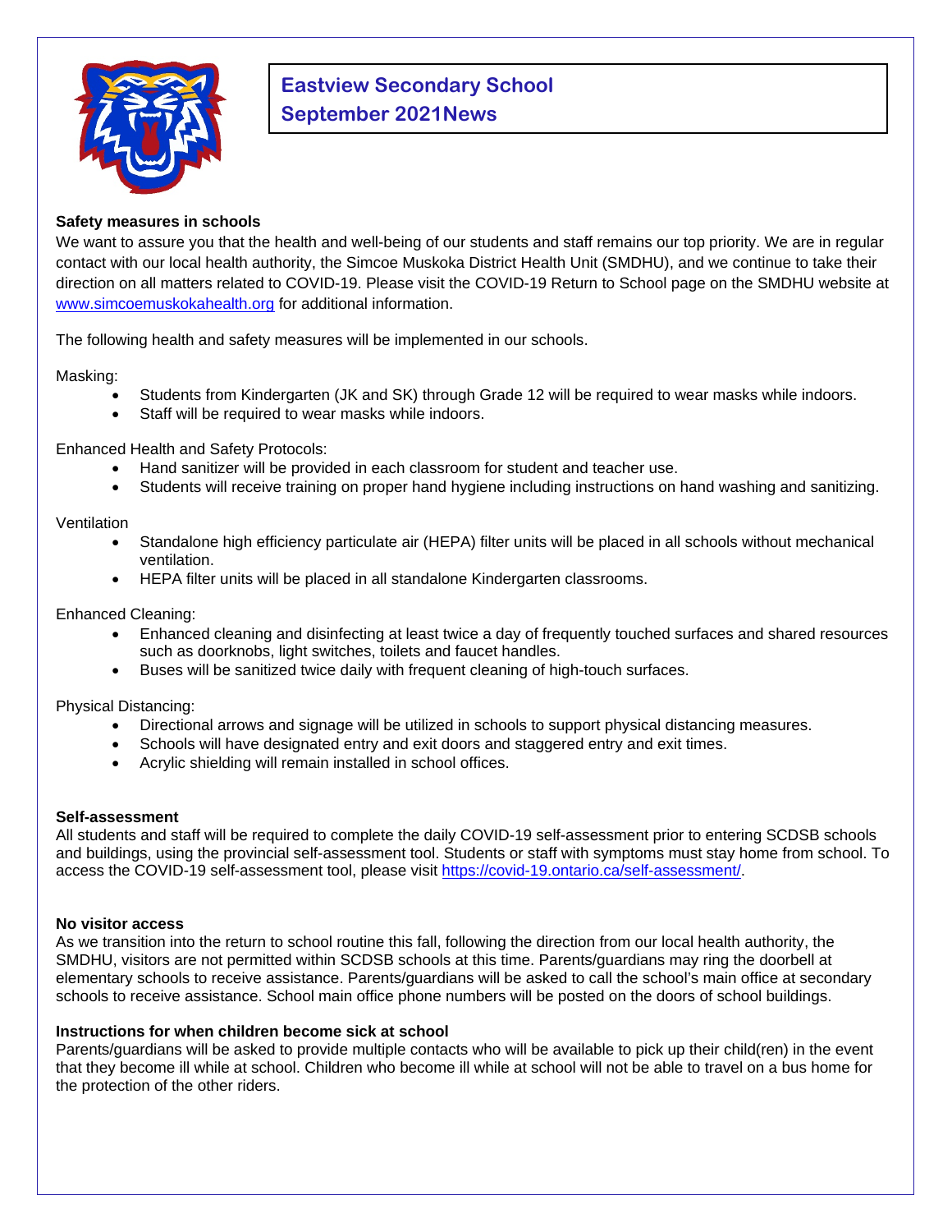# Eastview Secondary School
# September 2021News

### Safety measures in schools

We want to assure you that the health and well-being of our students and staff remains our top priority. We are in regular contact with our local health authority, the Simcoe Muskoka District Health Unit (SMDHU), and we continue to take their direction on all matters related to COVID-19. Please visit the COVID-19 Return to School page on the SMDHU website at [www.simcoemuskokahealth.org](www.simcoemuskokahealth.org) for additional information.

The following health and safety measures will be implemented in our schools.

Masking:

- Students from Kindergarten (JK and SK) through Grade 12 will be required to wear masks while indoors.
- Staff will be required to wear masks while indoors.

Enhanced Health and Safety Protocols:

- Hand sanitizer will be provided in each classroom for student and teacher use.
- Students will receive training on proper hand hygiene including instructions on hand washing and sanitizing.

Ventilation

- Standalone high efficiency particulate air (HEPA) filter units will be placed in all schools without mechanical ventilation.
- HEPA filter units will be placed in all standalone Kindergarten classrooms.

Enhanced Cleaning:

- Enhanced cleaning and disinfecting at least twice a day of frequently touched surfaces and shared resources such as doorknobs, light switches, toilets and faucet handles.
- Buses will be sanitized twice daily with frequent cleaning of high-touch surfaces.

Physical Distancing:

- Directional arrows and signage will be utilized in schools to support physical distancing measures.
- Schools will have designated entry and exit doors and staggered entry and exit times.
- Acrylic shielding will remain installed in school offices.

### Self-assessment

All students and staff will be required to complete the daily COVID-19 self-assessment prior to entering SCDSB schools and buildings, using the provincial self-assessment tool. Students or staff with symptoms must stay home from school. To access the COVID-19 self-assessment tool, please visit [https://covid-19.ontario.ca/self-assessment/](https://covid-19.ontario.ca/self-assessment/).

### No visitor access

As we transition into the return to school routine this fall, following the direction from our local health authority, the SMDHU, visitors are not permitted within SCDSB schools at this time. Parents/guardians may ring the doorbell at elementary schools to receive assistance. Parents/guardians will be asked to call the school's main office at secondary schools to receive assistance. School main office phone numbers will be posted on the doors of school buildings.

### Instructions for when children become sick at school

Parents/guardians will be asked to provide multiple contacts who will be available to pick up their child(ren) in the event that they become ill while at school. Children who become ill while at school will not be able to travel on a bus home for the protection of the other riders.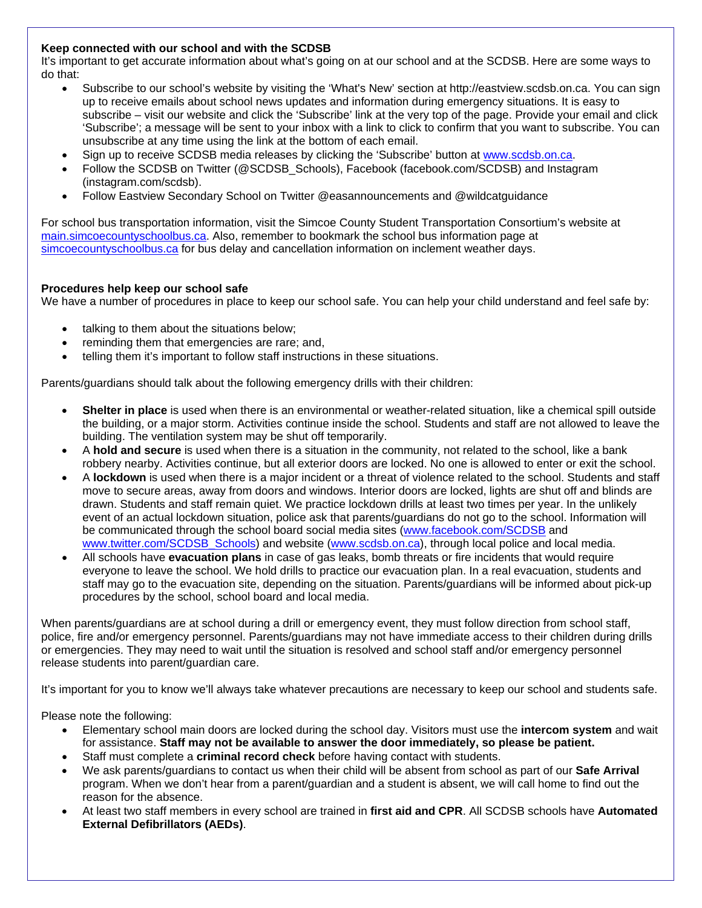**Keep connected with our school and with the SCDSB**

It's important to get accurate information about what's going on at our school and at the SCDSB. Here are some ways to do that:

- Subscribe to our school's website by visiting the 'What's New' section at http://eastview.scdsb.on.ca. You can sign up to receive emails about school news updates and information during emergency situations. It is easy to subscribe – visit our website and click the 'Subscribe' link at the very top of the page. Provide your email and click 'Subscribe'; a message will be sent to your inbox with a link to click to confirm that you want to subscribe. You can unsubscribe at any time using the link at the bottom of each email.
- Sign up to receive SCDSB media releases by clicking the 'Subscribe' button at www.scdsb.on.ca.
- Follow the SCDSB on Twitter (@SCDSB_Schools), Facebook (facebook.com/SCDSB) and Instagram (instagram.com/scdsb).
- Follow Eastview Secondary School on Twitter @easannouncements and @wildcatguidance

For school bus transportation information, visit the Simcoe County Student Transportation Consortium's website at main.simcoecountyschoolbus.ca. Also, remember to bookmark the school bus information page at simcoecountyschoolbus.ca for bus delay and cancellation information on inclement weather days.

**Procedures help keep our school safe**

We have a number of procedures in place to keep our school safe. You can help your child understand and feel safe by:

- talking to them about the situations below;
- reminding them that emergencies are rare; and,
- telling them it's important to follow staff instructions in these situations.

Parents/guardians should talk about the following emergency drills with their children:

- **Shelter in place** is used when there is an environmental or weather-related situation, like a chemical spill outside the building, or a major storm. Activities continue inside the school. Students and staff are not allowed to leave the building. The ventilation system may be shut off temporarily.
- A **hold and secure** is used when there is a situation in the community, not related to the school, like a bank robbery nearby. Activities continue, but all exterior doors are locked. No one is allowed to enter or exit the school.
- A **lockdown** is used when there is a major incident or a threat of violence related to the school. Students and staff move to secure areas, away from doors and windows. Interior doors are locked, lights are shut off and blinds are drawn. Students and staff remain quiet. We practice lockdown drills at least two times per year. In the unlikely event of an actual lockdown situation, police ask that parents/guardians do not go to the school. Information will be communicated through the school board social media sites (www.facebook.com/SCDSB and www.twitter.com/SCDSB_Schools) and website (www.scdsb.on.ca), through local police and local media.
- All schools have **evacuation plans** in case of gas leaks, bomb threats or fire incidents that would require everyone to leave the school. We hold drills to practice our evacuation plan. In a real evacuation, students and staff may go to the evacuation site, depending on the situation. Parents/guardians will be informed about pick-up procedures by the school, school board and local media.

When parents/guardians are at school during a drill or emergency event, they must follow direction from school staff, police, fire and/or emergency personnel. Parents/guardians may not have immediate access to their children during drills or emergencies. They may need to wait until the situation is resolved and school staff and/or emergency personnel release students into parent/guardian care.

It's important for you to know we'll always take whatever precautions are necessary to keep our school and students safe.

Please note the following:

- Elementary school main doors are locked during the school day. Visitors must use the **intercom system** and wait for assistance. **Staff may not be available to answer the door immediately, so please be patient.**
- Staff must complete a **criminal record check** before having contact with students.
- We ask parents/guardians to contact us when their child will be absent from school as part of our **Safe Arrival** program. When we don't hear from a parent/guardian and a student is absent, we will call home to find out the reason for the absence.
- At least two staff members in every school are trained in **first aid and CPR**. All SCDSB schools have **Automated External Defibrillators (AEDs)**.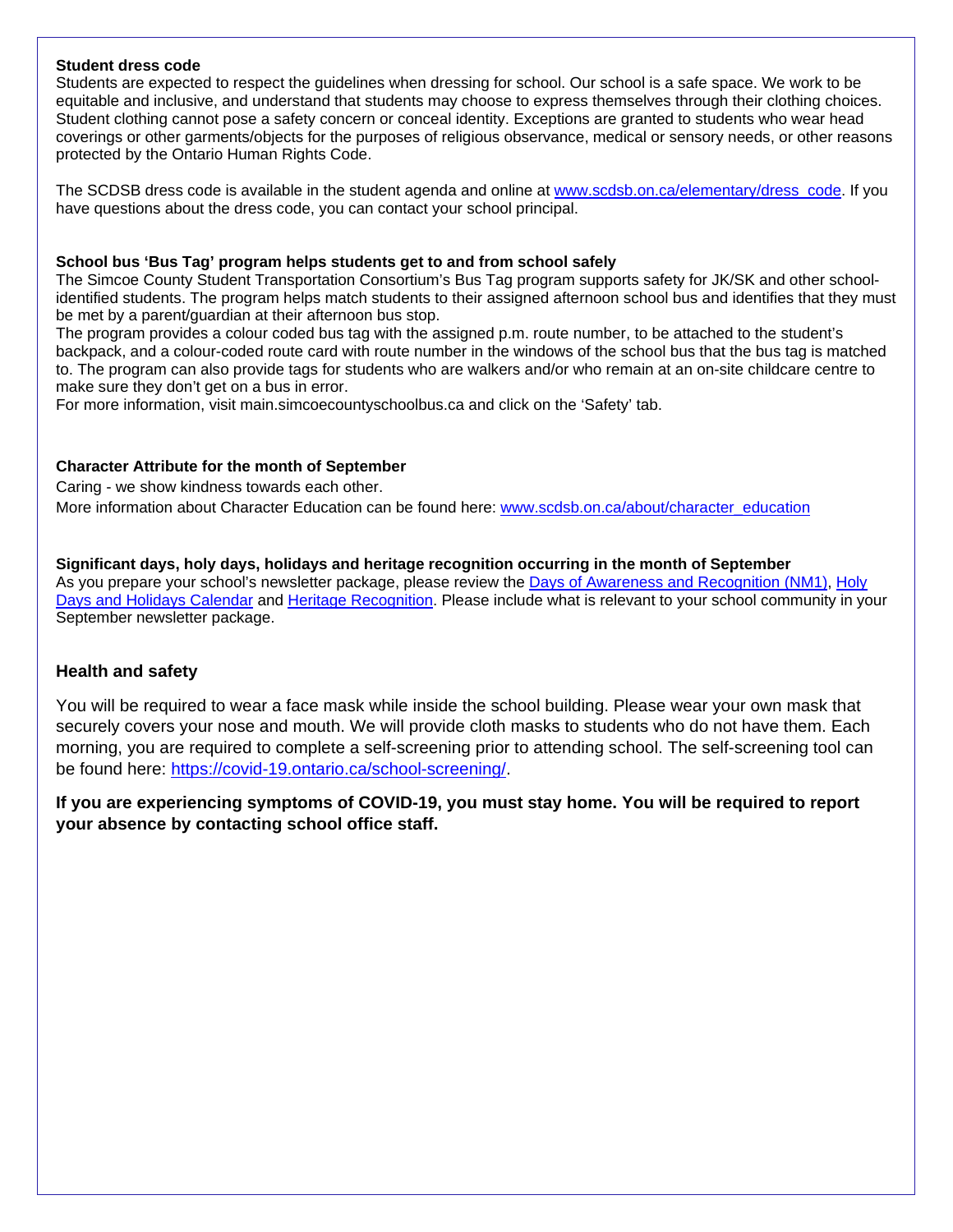**Student dress code**
Students are expected to respect the guidelines when dressing for school. Our school is a safe space. We work to be equitable and inclusive, and understand that students may choose to express themselves through their clothing choices. Student clothing cannot pose a safety concern or conceal identity. Exceptions are granted to students who wear head coverings or other garments/objects for the purposes of religious observance, medical or sensory needs, or other reasons protected by the Ontario Human Rights Code.

The SCDSB dress code is available in the student agenda and online at [www.scdsb.on.ca/elementary/dress_code](www.scdsb.on.ca/elementary/dress_code). If you have questions about the dress code, you can contact your school principal.

**School bus 'Bus Tag' program helps students get to and from school safely**
The Simcoe County Student Transportation Consortium's Bus Tag program supports safety for JK/SK and other school-identified students. The program helps match students to their assigned afternoon school bus and identifies that they must be met by a parent/guardian at their afternoon bus stop.
The program provides a colour coded bus tag with the assigned p.m. route number, to be attached to the student's backpack, and a colour-coded route card with route number in the windows of the school bus that the bus tag is matched to. The program can also provide tags for students who are walkers and/or who remain at an on-site childcare centre to make sure they don't get on a bus in error.
For more information, visit main.simcoecountyschoolbus.ca and click on the 'Safety' tab.

**Character Attribute for the month of September**
Caring - we show kindness towards each other.
More information about Character Education can be found here: [www.scdsb.on.ca/about/character_education](www.scdsb.on.ca/about/character_education)

**Significant days, holy days, holidays and heritage recognition occurring in the month of September**
As you prepare your school's newsletter package, please review the Days of Awareness and Recognition (NM1), Holy Days and Holidays Calendar and Heritage Recognition. Please include what is relevant to your school community in your September newsletter package.

### Health and safety

You will be required to wear a face mask while inside the school building. Please wear your own mask that securely covers your nose and mouth. We will provide cloth masks to students who do not have them. Each morning, you are required to complete a self-screening prior to attending school. The self-screening tool can be found here: [https://covid-19.ontario.ca/school-screening/](https://covid-19.ontario.ca/school-screening/).

**If you are experiencing symptoms of COVID-19, you must stay home. You will be required to report your absence by contacting school office staff.**